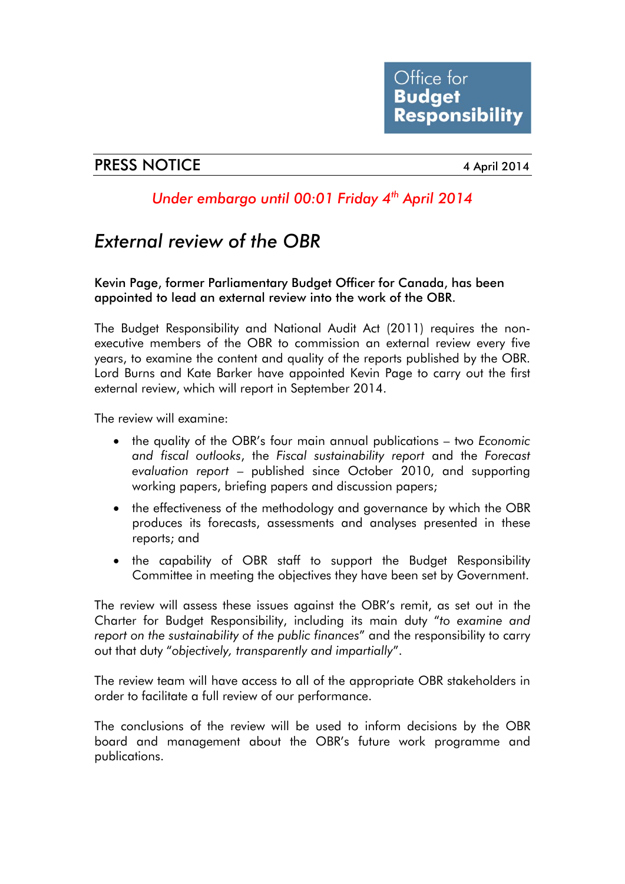Office for **Budget Responsibility**

## PRESS NOTICE

4 April 2014

*Under embargo until 00:01 Friday 4th April 2014*

# *External review of the OBR*

Kevin Page, former Parliamentary Budget Officer for Canada, has been appointed to lead an external review into the work of the OBR.

The Budget Responsibility and National Audit Act (2011) requires the non-executive members of the OBR to commission an external review every five years, to examine the content and quality of the reports published by the OBR. Lord Burns and Kate Barker have appointed Kevin Page to carry out the first external review, which will report in September 2014.

The review will examine:

- the quality of the OBR's four main annual publications – two *Economic and fiscal outlooks*, the *Fiscal sustainability report* and the *Forecast evaluation report* – published since October 2010, and supporting working papers, briefing papers and discussion papers;
- the effectiveness of the methodology and governance by which the OBR produces its forecasts, assessments and analyses presented in these reports; and
- the capability of OBR staff to support the Budget Responsibility Committee in meeting the objectives they have been set by Government.

The review will assess these issues against the OBR's remit, as set out in the Charter for Budget Responsibility, including its main duty "*to examine and report on the sustainability of the public finances*" and the responsibility to carry out that duty "*objectively, transparently and impartially*".

The review team will have access to all of the appropriate OBR stakeholders in order to facilitate a full review of our performance.

The conclusions of the review will be used to inform decisions by the OBR board and management about the OBR's future work programme and publications.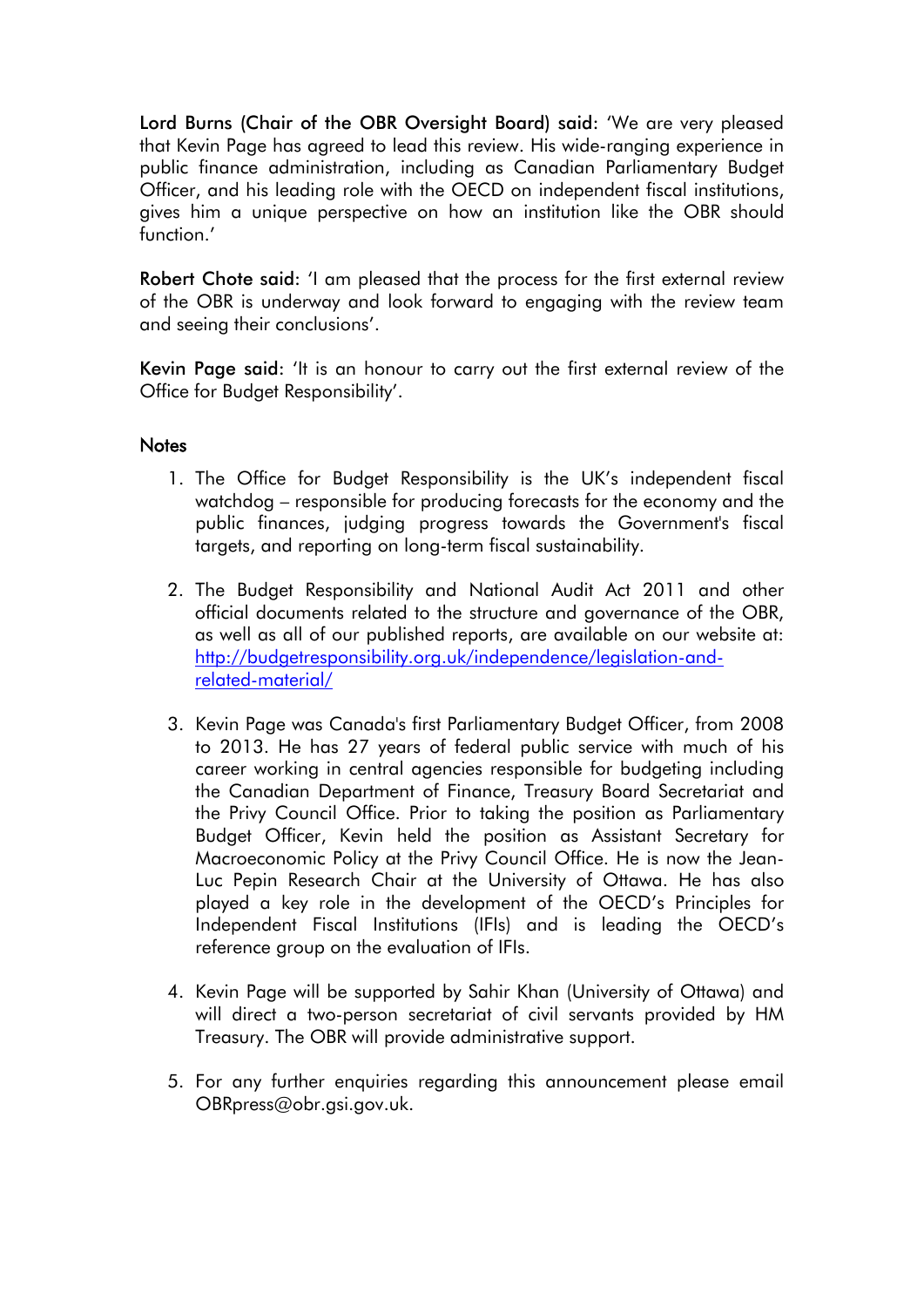**Lord Burns (Chair of the OBR Oversight Board) said**: 'We are very pleased that Kevin Page has agreed to lead this review. His wide-ranging experience in public finance administration, including as Canadian Parliamentary Budget Officer, and his leading role with the OECD on independent fiscal institutions, gives him a unique perspective on how an institution like the OBR should function.'

**Robert Chote said**: 'I am pleased that the process for the first external review of the OBR is underway and look forward to engaging with the review team and seeing their conclusions'.

**Kevin Page said**: 'It is an honour to carry out the first external review of the Office for Budget Responsibility'.

## Notes

1. The Office for Budget Responsibility is the UK's independent fiscal watchdog – responsible for producing forecasts for the economy and the public finances, judging progress towards the Government's fiscal targets, and reporting on long-term fiscal sustainability.

2. The Budget Responsibility and National Audit Act 2011 and other official documents related to the structure and governance of the OBR, as well as all of our published reports, are available on our website at: [http://budgetresponsibility.org.uk/independence/legislation-and-related-material/](http://budgetresponsibility.org.uk/independence/legislation-and-related-material/)

3. Kevin Page was Canada's first Parliamentary Budget Officer, from 2008 to 2013. He has 27 years of federal public service with much of his career working in central agencies responsible for budgeting including the Canadian Department of Finance, Treasury Board Secretariat and the Privy Council Office. Prior to taking the position as Parliamentary Budget Officer, Kevin held the position as Assistant Secretary for Macroeconomic Policy at the Privy Council Office. He is now the Jean-Luc Pepin Research Chair at the University of Ottawa. He has also played a key role in the development of the OECD's Principles for Independent Fiscal Institutions (IFIs) and is leading the OECD's reference group on the evaluation of IFIs.

4. Kevin Page will be supported by Sahir Khan (University of Ottawa) and will direct a two-person secretariat of civil servants provided by HM Treasury. The OBR will provide administrative support.

5. For any further enquiries regarding this announcement please email OBRpress@obr.gsi.gov.uk.